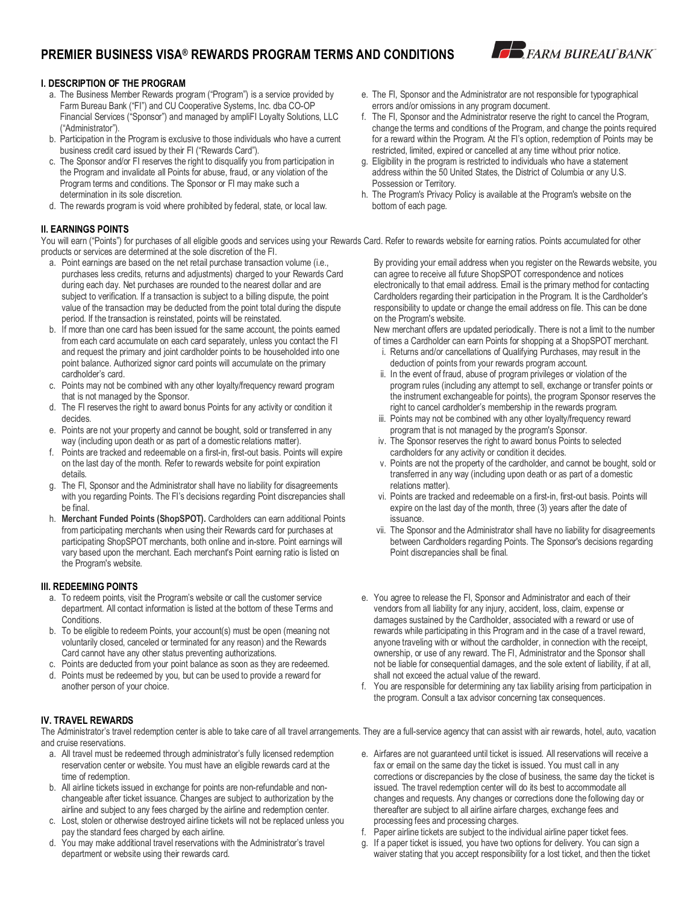# PREMIER BUSINESS VISA® REWARDS PROGRAM TERMS AND CONDITIONS

FARM BUREAU BANK

## I. DESCRIPTION OF THE PROGRAM

a. The Business Member Rewards program ("Program") is a service provided by Farm Bureau Bank ("FI") and CU Cooperative Systems, Inc. dba CO-OP Financial Services ("Sponsor") and managed by ampliFI Loyalty Solutions, LLC ("Administrator").

b. Participation in the Program is exclusive to those individuals who have a current business credit card issued by their FI ("Rewards Card").

c. The Sponsor and/or FI reserves the right to disqualify you from participation in the Program and invalidate all Points for abuse, fraud, or any violation of the Program terms and conditions. The Sponsor or FI may make such a determination in its sole discretion.

d. The rewards program is void where prohibited by federal, state, or local law.

e. The FI, Sponsor and the Administrator are not responsible for typographical errors and/or omissions in any program document.

f. The FI, Sponsor and the Administrator reserve the right to cancel the Program, change the terms and conditions of the Program, and change the points required for a reward within the Program. At the FI's option, redemption of Points may be restricted, limited, expired or cancelled at any time without prior notice.

g. Eligibility in the program is restricted to individuals who have a statement address within the 50 United States, the District of Columbia or any U.S. Possession or Territory.

h. The Program's Privacy Policy is available at the Program's website on the bottom of each page.

## II. EARNINGS POINTS

You will earn ("Points") for purchases of all eligible goods and services using your Rewards Card. Refer to rewards website for earning ratios. Points accumulated for other products or services are determined at the sole discretion of the FI.

a. Point earnings are based on the net retail purchase transaction volume (i.e., purchases less credits, returns and adjustments) charged to your Rewards Card during each day. Net purchases are rounded to the nearest dollar and are subject to verification. If a transaction is subject to a billing dispute, the point value of the transaction may be deducted from the point total during the dispute period. If the transaction is reinstated, points will be reinstated.

b. If more than one card has been issued for the same account, the points earned from each card accumulate on each card separately, unless you contact the FI and request the primary and joint cardholder points to be householded into one point balance. Authorized signor card points will accumulate on the primary cardholder's card.

c. Points may not be combined with any other loyalty/frequency reward program that is not managed by the Sponsor.

d. The FI reserves the right to award bonus Points for any activity or condition it decides.

e. Points are not your property and cannot be bought, sold or transferred in any way (including upon death or as part of a domestic relations matter).

f. Points are tracked and redeemable on a first-in, first-out basis. Points will expire on the last day of the month. Refer to rewards website for point expiration details.

g. The FI, Sponsor and the Administrator shall have no liability for disagreements with you regarding Points. The FI's decisions regarding Point discrepancies shall be final.

h. **Merchant Funded Points (ShopSPOT).** Cardholders can earn additional Points from participating merchants when using their Rewards card for purchases at participating ShopSPOT merchants, both online and in-store. Point earnings will vary based upon the merchant. Each merchant's Point earning ratio is listed on the Program's website.

By providing your email address when you register on the Rewards website, you can agree to receive all future ShopSPOT correspondence and notices electronically to that email address. Email is the primary method for contacting Cardholders regarding their participation in the Program. It is the Cardholder's responsibility to update or change the email address on file. This can be done on the Program's website.

New merchant offers are updated periodically. There is not a limit to the number of times a Cardholder can earn Points for shopping at a ShopSPOT merchant.

i. Returns and/or cancellations of Qualifying Purchases, may result in the deduction of points from your rewards program account.

ii. In the event of fraud, abuse of program privileges or violation of the program rules (including any attempt to sell, exchange or transfer points or the instrument exchangeable for points), the program Sponsor reserves the right to cancel cardholder's membership in the rewards program.

iii. Points may not be combined with any other loyalty/frequency reward program that is not managed by the program's Sponsor.

iv. The Sponsor reserves the right to award bonus Points to selected cardholders for any activity or condition it decides.

v. Points are not the property of the cardholder, and cannot be bought, sold or transferred in any way (including upon death or as part of a domestic relations matter).

vi. Points are tracked and redeemable on a first-in, first-out basis. Points will expire on the last day of the month, three (3) years after the date of issuance.

vii. The Sponsor and the Administrator shall have no liability for disagreements between Cardholders regarding Points. The Sponsor's decisions regarding Point discrepancies shall be final.

## III. REDEEMING POINTS

a. To redeem points, visit the Program's website or call the customer service department. All contact information is listed at the bottom of these Terms and Conditions.

b. To be eligible to redeem Points, your account(s) must be open (meaning not voluntarily closed, canceled or terminated for any reason) and the Rewards Card cannot have any other status preventing authorizations.

c. Points are deducted from your point balance as soon as they are redeemed.

d. Points must be redeemed by you, but can be used to provide a reward for another person of your choice.

e. You agree to release the FI, Sponsor and Administrator and each of their vendors from all liability for any injury, accident, loss, claim, expense or damages sustained by the Cardholder, associated with a reward or use of rewards while participating in this Program and in the case of a travel reward, anyone traveling with or without the cardholder, in connection with the receipt, ownership, or use of any reward. The FI, Administrator and the Sponsor shall not be liable for consequential damages, and the sole extent of liability, if at all, shall not exceed the actual value of the reward.

f. You are responsible for determining any tax liability arising from participation in the program. Consult a tax advisor concerning tax consequences.

## IV. TRAVEL REWARDS

The Administrator's travel redemption center is able to take care of all travel arrangements. They are a full-service agency that can assist with air rewards, hotel, auto, vacation and cruise reservations.

a. All travel must be redeemed through administrator's fully licensed redemption reservation center or website. You must have an eligible rewards card at the time of redemption.

b. All airline tickets issued in exchange for points are non-refundable and non-changeable after ticket issuance. Changes are subject to authorization by the airline and subject to any fees charged by the airline and redemption center.

c. Lost, stolen or otherwise destroyed airline tickets will not be replaced unless you pay the standard fees charged by each airline.

d. You may make additional travel reservations with the Administrator's travel department or website using their rewards card.

e. Airfares are not guaranteed until ticket is issued. All reservations will receive a fax or email on the same day the ticket is issued. You must call in any corrections or discrepancies by the close of business, the same day the ticket is issued. The travel redemption center will do its best to accommodate all changes and requests. Any changes or corrections done the following day or thereafter are subject to all airline airfare charges, exchange fees and processing fees and processing charges.

f. Paper airline tickets are subject to the individual airline paper ticket fees.

g. If a paper ticket is issued, you have two options for delivery. You can sign a waiver stating that you accept responsibility for a lost ticket, and then the ticket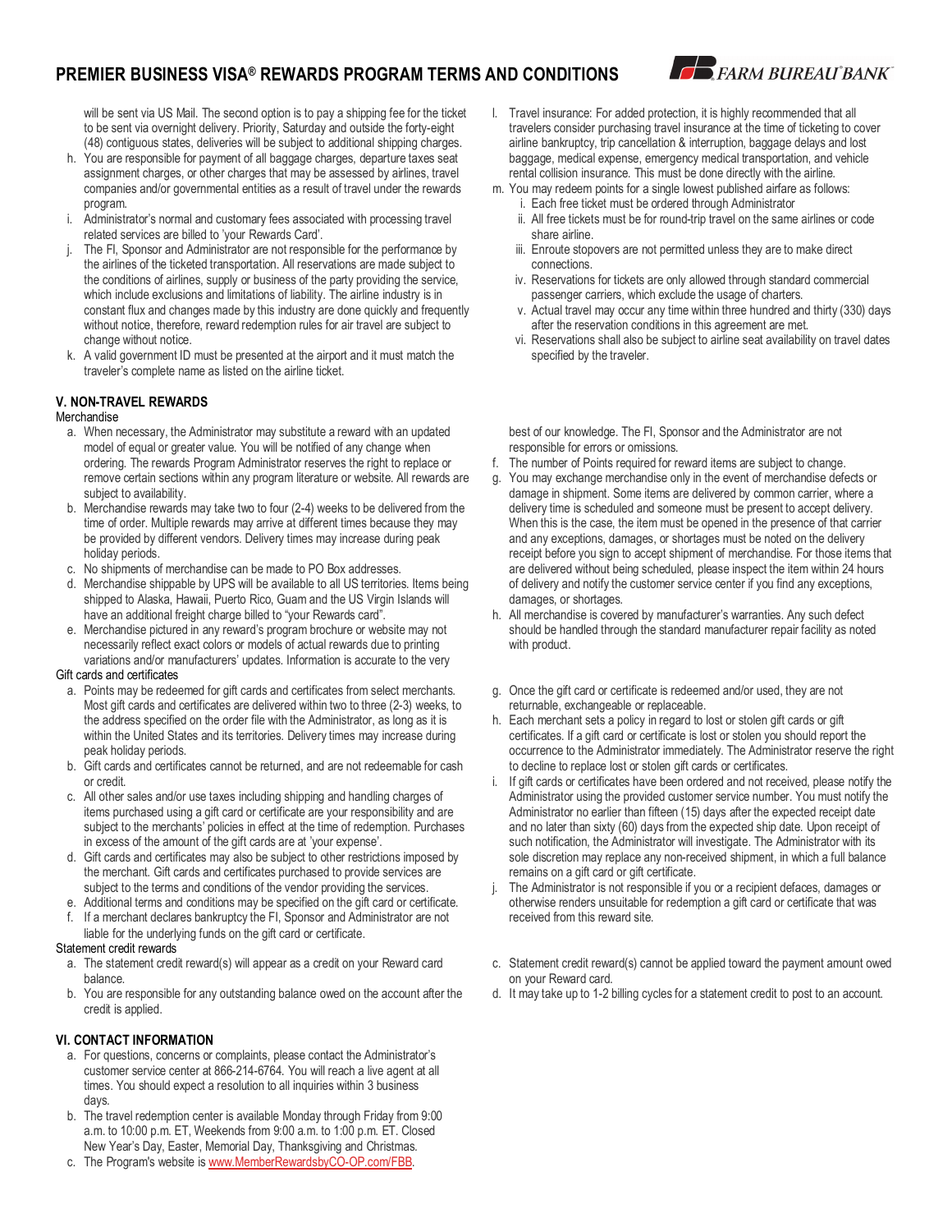# PREMIER BUSINESS VISA® REWARDS PROGRAM TERMS AND CONDITIONS

will be sent via US Mail. The second option is to pay a shipping fee for the ticket to be sent via overnight delivery. Priority, Saturday and outside the forty-eight (48) contiguous states, deliveries will be subject to additional shipping charges.

h. You are responsible for payment of all baggage charges, departure taxes seat assignment charges, or other charges that may be assessed by airlines, travel companies and/or governmental entities as a result of travel under the rewards program.
i. Administrator's normal and customary fees associated with processing travel related services are billed to 'your Rewards Card'.
j. The FI, Sponsor and Administrator are not responsible for the performance by the airlines of the ticketed transportation. All reservations are made subject to the conditions of airlines, supply or business of the party providing the service, which include exclusions and limitations of liability. The airline industry is in constant flux and changes made by this industry are done quickly and frequently without notice, therefore, reward redemption rules for air travel are subject to change without notice.
k. A valid government ID must be presented at the airport and it must match the traveler's complete name as listed on the airline ticket.
l. Travel insurance: For added protection, it is highly recommended that all travelers consider purchasing travel insurance at the time of ticketing to cover airline bankruptcy, trip cancellation & interruption, baggage delays and lost baggage, medical expense, emergency medical transportation, and vehicle rental collision insurance. This must be done directly with the airline.
m. You may redeem points for a single lowest published airfare as follows:
   i. Each free ticket must be ordered through Administrator
   ii. All free tickets must be for round-trip travel on the same airlines or code share airline.
   iii. Enroute stopovers are not permitted unless they are to make direct connections.
   iv. Reservations for tickets are only allowed through standard commercial passenger carriers, which exclude the usage of charters.
   v. Actual travel may occur any time within three hundred and thirty (330) days after the reservation conditions in this agreement are met.
   vi. Reservations shall also be subject to airline seat availability on travel dates specified by the traveler.

## V. NON-TRAVEL REWARDS

Merchandise

a. When necessary, the Administrator may substitute a reward with an updated model of equal or greater value. You will be notified of any change when ordering. The rewards Program Administrator reserves the right to replace or remove certain sections within any program literature or website. All rewards are subject to availability.
b. Merchandise rewards may take two to four (2-4) weeks to be delivered from the time of order. Multiple rewards may arrive at different times because they may be provided by different vendors. Delivery times may increase during peak holiday periods.
c. No shipments of merchandise can be made to PO Box addresses.
d. Merchandise shippable by UPS will be available to all US territories. Items being shipped to Alaska, Hawaii, Puerto Rico, Guam and the US Virgin Islands will have an additional freight charge billed to "your Rewards card".
e. Merchandise pictured in any reward's program brochure or website may not necessarily reflect exact colors or models of actual rewards due to printing variations and/or manufacturers' updates. Information is accurate to the very best of our knowledge. The FI, Sponsor and the Administrator are not responsible for errors or omissions.
f. The number of Points required for reward items are subject to change.
g. You may exchange merchandise only in the event of merchandise defects or damage in shipment. Some items are delivered by common carrier, where a delivery time is scheduled and someone must be present to accept delivery. When this is the case, the item must be opened in the presence of that carrier and any exceptions, damages, or shortages must be noted on the delivery receipt before you sign to accept shipment of merchandise. For those items that are delivered without being scheduled, please inspect the item within 24 hours of delivery and notify the customer service center if you find any exceptions, damages, or shortages.
h. All merchandise is covered by manufacturer's warranties. Any such defect should be handled through the standard manufacturer repair facility as noted with product.

Gift cards and certificates

a. Points may be redeemed for gift cards and certificates from select merchants. Most gift cards and certificates are delivered within two to three (2-3) weeks, to the address specified on the order file with the Administrator, as long as it is within the United States and its territories. Delivery times may increase during peak holiday periods.
b. Gift cards and certificates cannot be returned, and are not redeemable for cash or credit.
c. All other sales and/or use taxes including shipping and handling charges of items purchased using a gift card or certificate are your responsibility and are subject to the merchants' policies in effect at the time of redemption. Purchases in excess of the amount of the gift cards are at 'your expense'.
d. Gift cards and certificates may also be subject to other restrictions imposed by the merchant. Gift cards and certificates purchased to provide services are subject to the terms and conditions of the vendor providing the services.
e. Additional terms and conditions may be specified on the gift card or certificate.
f. If a merchant declares bankruptcy the FI, Sponsor and Administrator are not liable for the underlying funds on the gift card or certificate.
g. Once the gift card or certificate is redeemed and/or used, they are not returnable, exchangeable or replaceable.
h. Each merchant sets a policy in regard to lost or stolen gift cards or gift certificates. If a gift card or certificate is lost or stolen you should report the occurrence to the Administrator immediately. The Administrator reserve the right to decline to replace lost or stolen gift cards or certificates.
i. If gift cards or certificates have been ordered and not received, please notify the Administrator using the provided customer service number. You must notify the Administrator no earlier than fifteen (15) days after the expected receipt date and no later than sixty (60) days from the expected ship date. Upon receipt of such notification, the Administrator will investigate. The Administrator with its sole discretion may replace any non-received shipment, in which a full balance remains on a gift card or gift certificate.
j. The Administrator is not responsible if you or a recipient defaces, damages or otherwise renders unsuitable for redemption a gift card or certificate that was received from this reward site.

Statement credit rewards

a. The statement credit reward(s) will appear as a credit on your Reward card balance.
b. You are responsible for any outstanding balance owed on the account after the credit is applied.
c. Statement credit reward(s) cannot be applied toward the payment amount owed on your Reward card.
d. It may take up to 1-2 billing cycles for a statement credit to post to an account.

## VI. CONTACT INFORMATION

a. For questions, concerns or complaints, please contact the Administrator's customer service center at 866-214-6764. You will reach a live agent at all times. You should expect a resolution to all inquiries within 3 business days.
b. The travel redemption center is available Monday through Friday from 9:00 a.m. to 10:00 p.m. ET, Weekends from 9:00 a.m. to 1:00 p.m. ET. Closed New Year's Day, Easter, Memorial Day, Thanksgiving and Christmas.
c. The Program's website is www.MemberRewardsbyCO-OP.com/FBB.